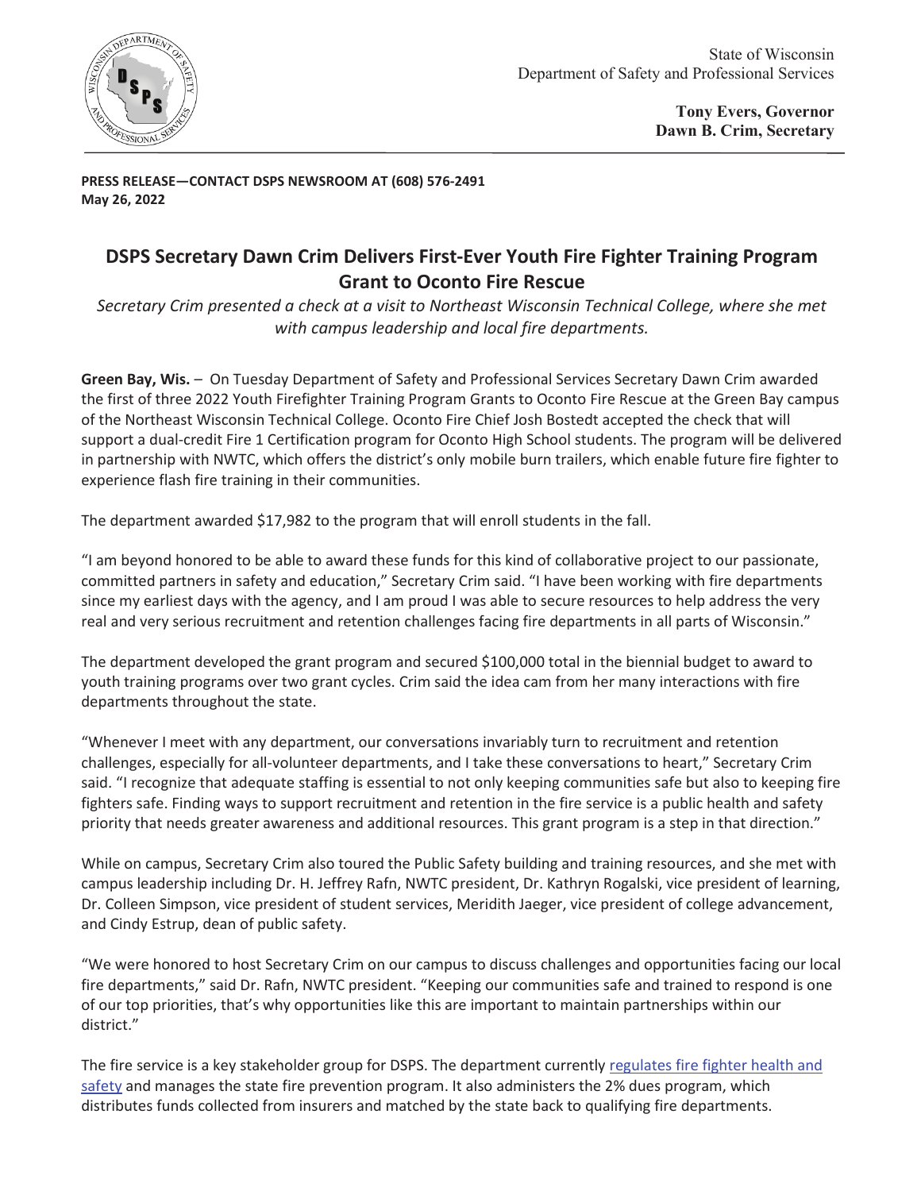State of Wisconsin
Department of Safety and Professional Services

**Tony Evers, Governor**
**Dawn B. Crim, Secretary**

**PRESS RELEASE—CONTACT DSPS NEWSROOM AT (608) 576-2491**
**May 26, 2022**

# DSPS Secretary Dawn Crim Delivers First-Ever Youth Fire Fighter Training Program Grant to Oconto Fire Rescue

*Secretary Crim presented a check at a visit to Northeast Wisconsin Technical College, where she met with campus leadership and local fire departments.*

**Green Bay, Wis.** – On Tuesday Department of Safety and Professional Services Secretary Dawn Crim awarded the first of three 2022 Youth Firefighter Training Program Grants to Oconto Fire Rescue at the Green Bay campus of the Northeast Wisconsin Technical College. Oconto Fire Chief Josh Bostedt accepted the check that will support a dual-credit Fire 1 Certification program for Oconto High School students. The program will be delivered in partnership with NWTC, which offers the district's only mobile burn trailers, which enable future fire fighter to experience flash fire training in their communities.

The department awarded $17,982 to the program that will enroll students in the fall.

"I am beyond honored to be able to award these funds for this kind of collaborative project to our passionate, committed partners in safety and education," Secretary Crim said. "I have been working with fire departments since my earliest days with the agency, and I am proud I was able to secure resources to help address the very real and very serious recruitment and retention challenges facing fire departments in all parts of Wisconsin."

The department developed the grant program and secured $100,000 total in the biennial budget to award to youth training programs over two grant cycles. Crim said the idea cam from her many interactions with fire departments throughout the state.

"Whenever I meet with any department, our conversations invariably turn to recruitment and retention challenges, especially for all-volunteer departments, and I take these conversations to heart," Secretary Crim said. "I recognize that adequate staffing is essential to not only keeping communities safe but also to keeping fire fighters safe. Finding ways to support recruitment and retention in the fire service is a public health and safety priority that needs greater awareness and additional resources. This grant program is a step in that direction."

While on campus, Secretary Crim also toured the Public Safety building and training resources, and she met with campus leadership including Dr. H. Jeffrey Rafn, NWTC president, Dr. Kathryn Rogalski, vice president of learning, Dr. Colleen Simpson, vice president of student services, Meridith Jaeger, vice president of college advancement, and Cindy Estrup, dean of public safety.

"We were honored to host Secretary Crim on our campus to discuss challenges and opportunities facing our local fire departments," said Dr. Rafn, NWTC president. "Keeping our communities safe and trained to respond is one of our top priorities, that's why opportunities like this are important to maintain partnerships within our district."

The fire service is a key stakeholder group for DSPS. The department currently regulates fire fighter health and safety and manages the state fire prevention program. It also administers the 2% dues program, which distributes funds collected from insurers and matched by the state back to qualifying fire departments.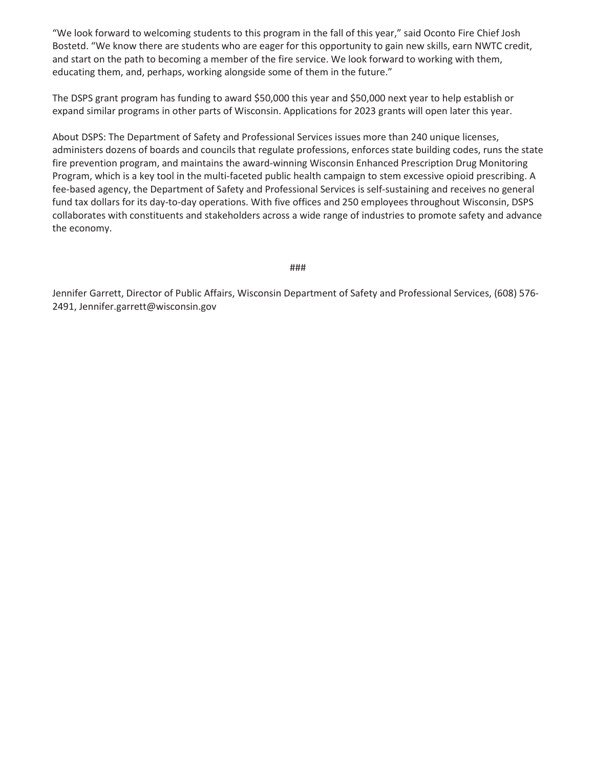"We look forward to welcoming students to this program in the fall of this year," said Oconto Fire Chief Josh Bostetd. "We know there are students who are eager for this opportunity to gain new skills, earn NWTC credit, and start on the path to becoming a member of the fire service. We look forward to working with them, educating them, and, perhaps, working alongside some of them in the future."

The DSPS grant program has funding to award $50,000 this year and $50,000 next year to help establish or expand similar programs in other parts of Wisconsin. Applications for 2023 grants will open later this year.

About DSPS: The Department of Safety and Professional Services issues more than 240 unique licenses, administers dozens of boards and councils that regulate professions, enforces state building codes, runs the state fire prevention program, and maintains the award-winning Wisconsin Enhanced Prescription Drug Monitoring Program, which is a key tool in the multi-faceted public health campaign to stem excessive opioid prescribing. A fee-based agency, the Department of Safety and Professional Services is self-sustaining and receives no general fund tax dollars for its day-to-day operations. With five offices and 250 employees throughout Wisconsin, DSPS collaborates with constituents and stakeholders across a wide range of industries to promote safety and advance the economy.

###

Jennifer Garrett, Director of Public Affairs, Wisconsin Department of Safety and Professional Services, (608) 576-2491, Jennifer.garrett@wisconsin.gov